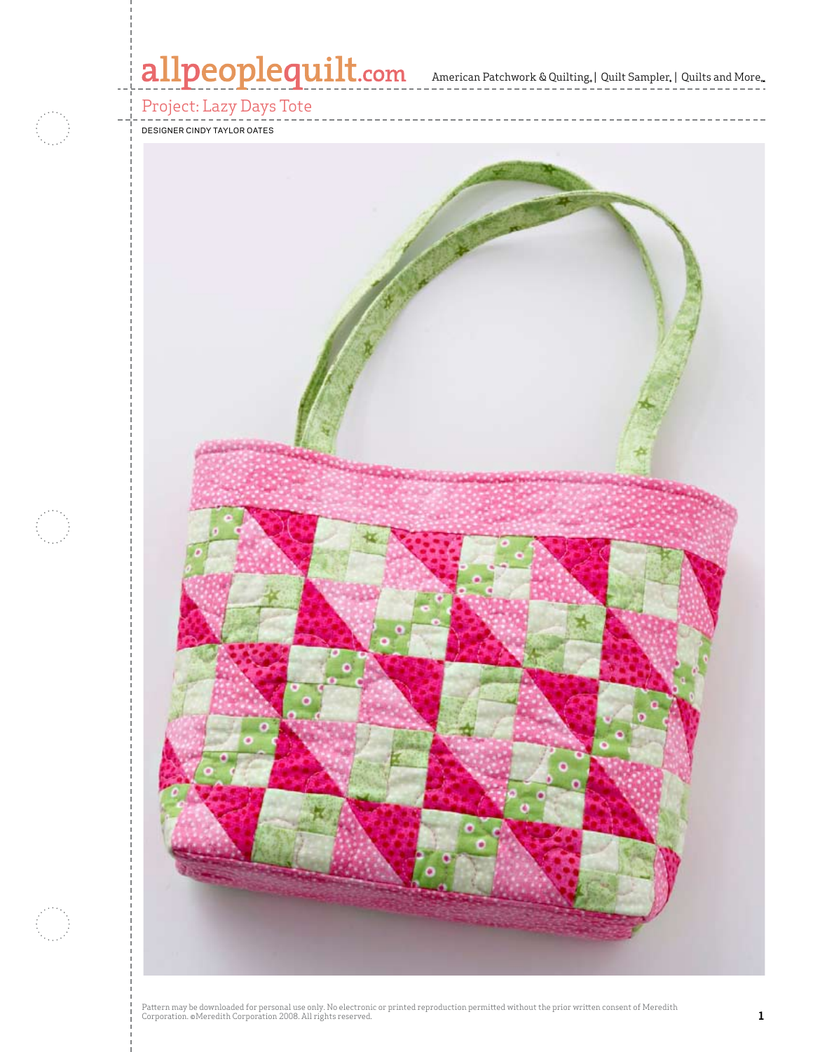# Project: Lazy Days Tote

DESIGNER CINDY TAYLOR OATES

Pattern may be downloaded for personal use only. No electronic or printed reproduction permitted without the prior written consent of Meredith Corporation. ©Meredith Corporation 2008. All rights reserved.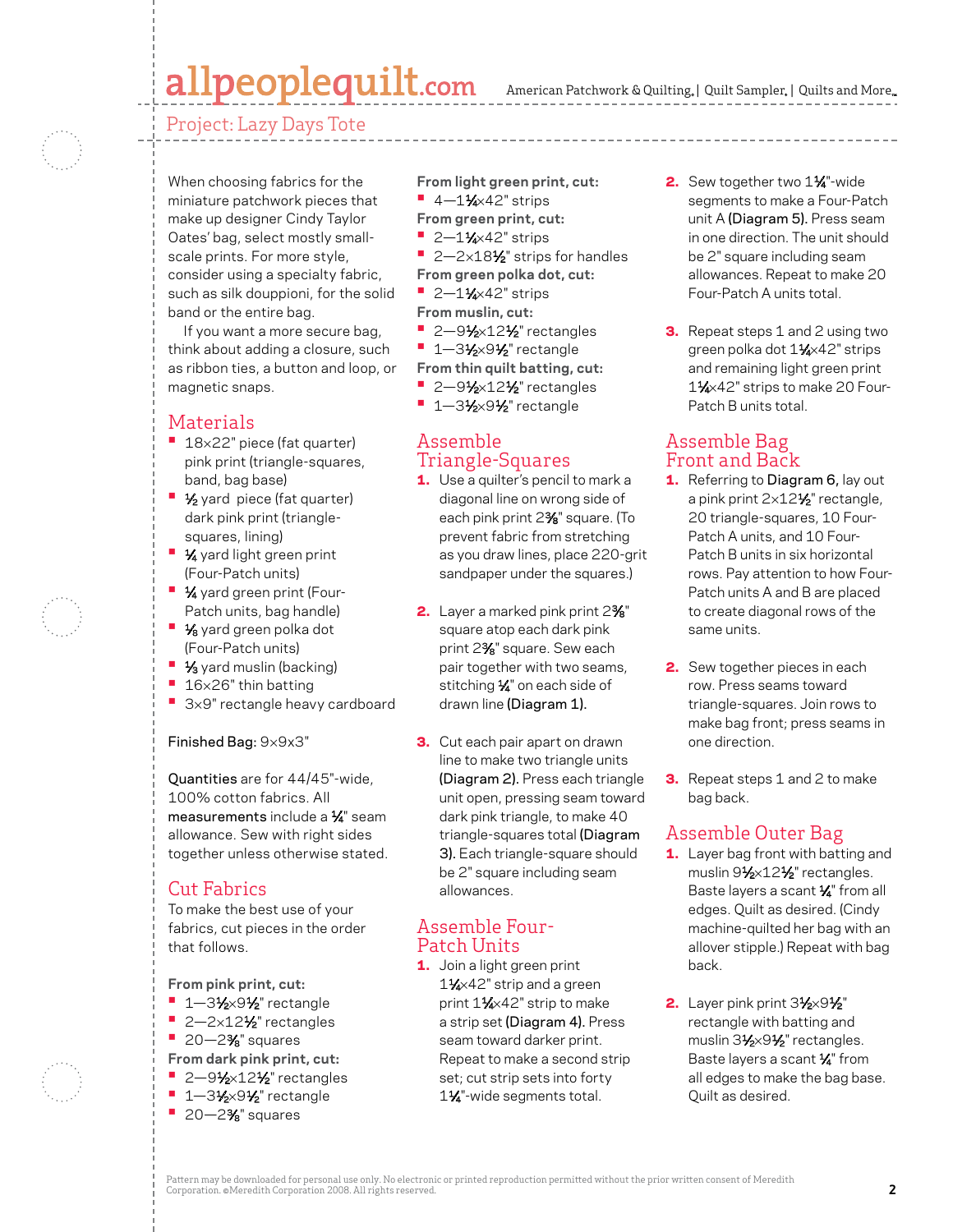Project: Lazy Days Tote

When choosing fabrics for the miniature patchwork pieces that make up designer Cindy Taylor Oates' bag, select mostly small-scale prints. For more style, consider using a specialty fabric, such as silk douppioni, for the solid band or the entire bag.

If you want a more secure bag, think about adding a closure, such as ribbon ties, a button and loop, or magnetic snaps.

## Materials

- 18×22" piece (fat quarter) pink print (triangle-squares, band, bag base)
- ½ yard piece (fat quarter) dark pink print (triangle-squares, lining)
- ¼ yard light green print (Four-Patch units)
- ¼ yard green print (Four-Patch units, bag handle)
- ⅛ yard green polka dot (Four-Patch units)
- ⅓ yard muslin (backing)
- 16×26" thin batting
- 3×9" rectangle heavy cardboard

**Finished Bag:** 9×9×3"

**Quantities** are for 44/45"-wide, 100% cotton fabrics. All **measurements** include a ¼" seam allowance. Sew with right sides together unless otherwise stated.

## Cut Fabrics

To make the best use of your fabrics, cut pieces in the order that follows.

**From pink print, cut:**
- 1—3½×9½" rectangle
- 2—2×12½" rectangles
- 20—2⅜" squares

**From dark pink print, cut:**
- 2—9½×12½" rectangles
- 1—3½×9½" rectangle
- 20—2⅜" squares

**From light green print, cut:**
- 4—1¼×42" strips

**From green print, cut:**
- 2—1¼×42" strips
- 2—2×18½" strips for handles

**From green polka dot, cut:**
- 2—1¼×42" strips

**From muslin, cut:**
- 2—9½×12½" rectangles
- 1—3½×9½" rectangle

**From thin quilt batting, cut:**
- 2—9½×12½" rectangles
- 1—3½×9½" rectangle

## Assemble Triangle-Squares

1. Use a quilter's pencil to mark a diagonal line on wrong side of each pink print 2⅜" square. (To prevent fabric from stretching as you draw lines, place 220-grit sandpaper under the squares.)

2. Layer a marked pink print 2⅜" square atop each dark pink print 2⅜" square. Sew each pair together with two seams, stitching ¼" on each side of drawn line **(Diagram 1).**

3. Cut each pair apart on drawn line to make two triangle units **(Diagram 2).** Press each triangle unit open, pressing seam toward dark pink triangle, to make 40 triangle-squares total **(Diagram 3).** Each triangle-square should be 2" square including seam allowances.

## Assemble Four-Patch Units

1. Join a light green print 1¼×42" strip and a green print 1¼×42" strip to make a strip set **(Diagram 4).** Press seam toward darker print. Repeat to make a second strip set; cut strip sets into forty 1¼"-wide segments total.

2. Sew together two 1¼"-wide segments to make a Four-Patch unit A **(Diagram 5).** Press seam in one direction. The unit should be 2" square including seam allowances. Repeat to make 20 Four-Patch A units total.

3. Repeat steps 1 and 2 using two green polka dot 1¼×42" strips and remaining light green print 1¼×42" strips to make 20 Four-Patch B units total.

## Assemble Bag Front and Back

1. Referring to **Diagram 6,** lay out a pink print 2×12½" rectangle, 20 triangle-squares, 10 Four-Patch A units, and 10 Four-Patch B units in six horizontal rows. Pay attention to how Four-Patch units A and B are placed to create diagonal rows of the same units.

2. Sew together pieces in each row. Press seams toward triangle-squares. Join rows to make bag front; press seams in one direction.

3. Repeat steps 1 and 2 to make bag back.

## Assemble Outer Bag

1. Layer bag front with batting and muslin 9½×12½" rectangles. Baste layers a scant ¼" from all edges. Quilt as desired. (Cindy machine-quilted her bag with an allover stipple.) Repeat with bag back.

2. Layer pink print 3½×9½" rectangle with batting and muslin 3½×9½" rectangles. Baste layers a scant ¼" from all edges to make the bag base. Quilt as desired.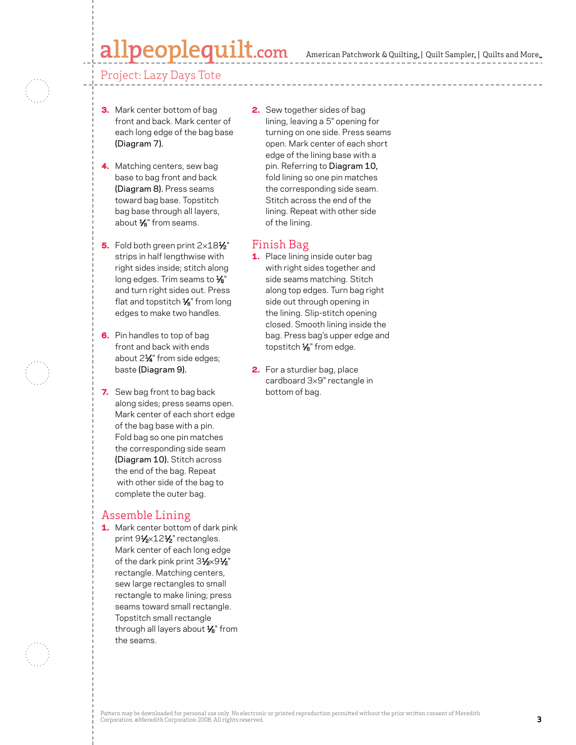3. Mark center bottom of bag front and back. Mark center of each long edge of the bag base **(Diagram 7).**

4. Matching centers, sew bag base to bag front and back **(Diagram 8).** Press seams toward bag base. Topstitch bag base through all layers, about ⅛" from seams.

5. Fold both green print 2×18½" strips in half lengthwise with right sides inside; stitch along long edges. Trim seams to ⅛" and turn right sides out. Press flat and topstitch ⅛" from long edges to make two handles.

6. Pin handles to top of bag front and back with ends about 2¼" from side edges; baste **(Diagram 9).**

7. Sew bag front to bag back along sides; press seams open. Mark center of each short edge of the bag base with a pin. Fold bag so one pin matches the corresponding side seam **(Diagram 10).** Stitch across the end of the bag. Repeat with other side of the bag to complete the outer bag.

## Assemble Lining

1. Mark center bottom of dark pink print 9½×12½" rectangles. Mark center of each long edge of the dark pink print 3½×9½" rectangle. Matching centers, sew large rectangles to small rectangle to make lining; press seams toward small rectangle. Topstitch small rectangle through all layers about ⅛" from the seams.

2. Sew together sides of bag lining, leaving a 5" opening for turning on one side. Press seams open. Mark center of each short edge of the lining base with a pin. Referring to **Diagram 10,** fold lining so one pin matches the corresponding side seam. Stitch across the end of the lining. Repeat with other side of the lining.

## Finish Bag

1. Place lining inside outer bag with right sides together and side seams matching. Stitch along top edges. Turn bag right side out through opening in the lining. Slip-stitch opening closed. Smooth lining inside the bag. Press bag's upper edge and topstitch ⅛" from edge.

2. For a sturdier bag, place cardboard 3×9" rectangle in bottom of bag.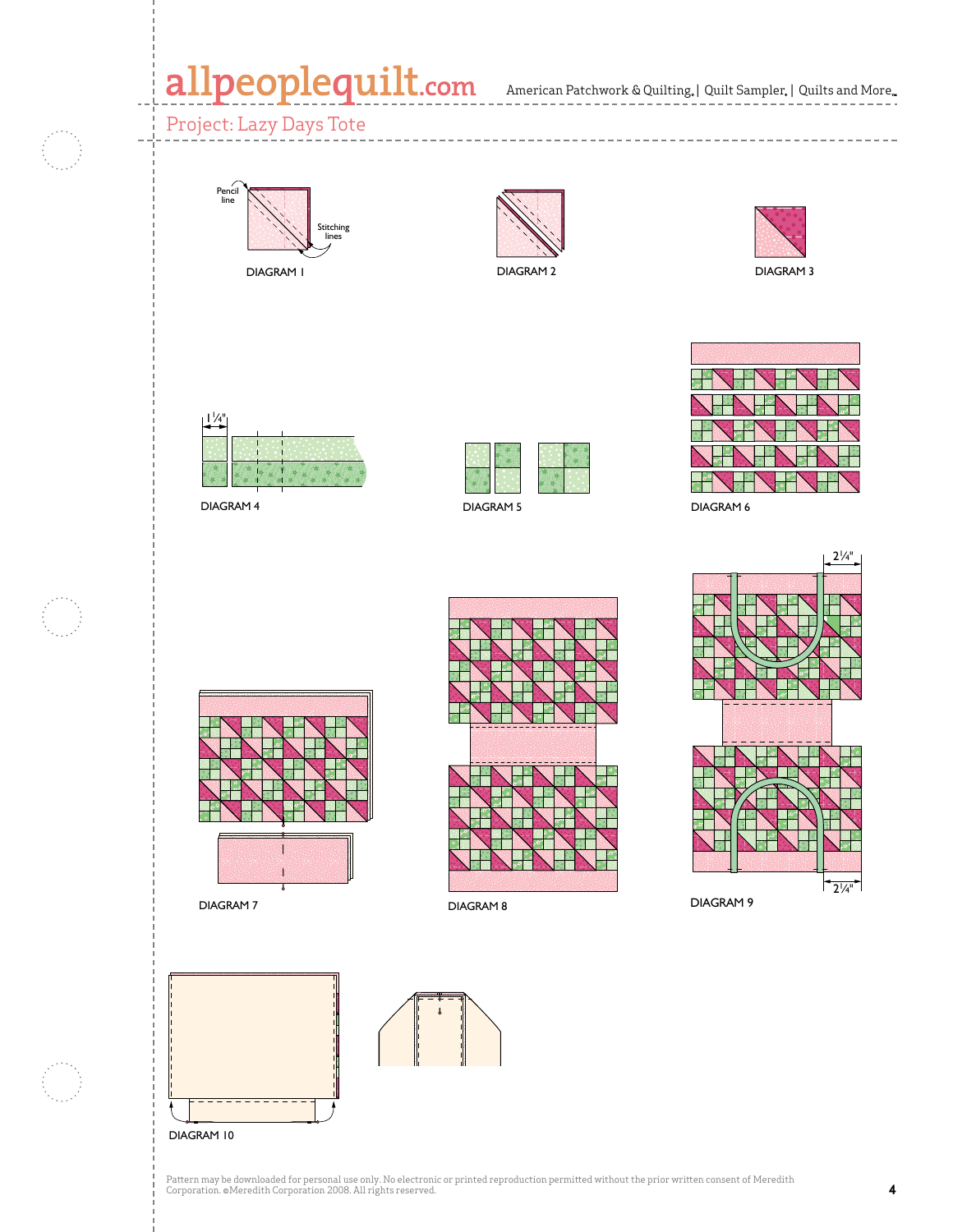Project: Lazy Days Tote

Pencil line

Stitching lines

DIAGRAM 1

DIAGRAM 2

DIAGRAM 3

1¼"

DIAGRAM 4

DIAGRAM 5

DIAGRAM 6

2¼"

DIAGRAM 7

DIAGRAM 8

2¼"

DIAGRAM 9

DIAGRAM 10

Pattern may be downloaded for personal use only. No electronic or printed reproduction permitted without the prior written consent of Meredith Corporation. ©Meredith Corporation 2008. All rights reserved.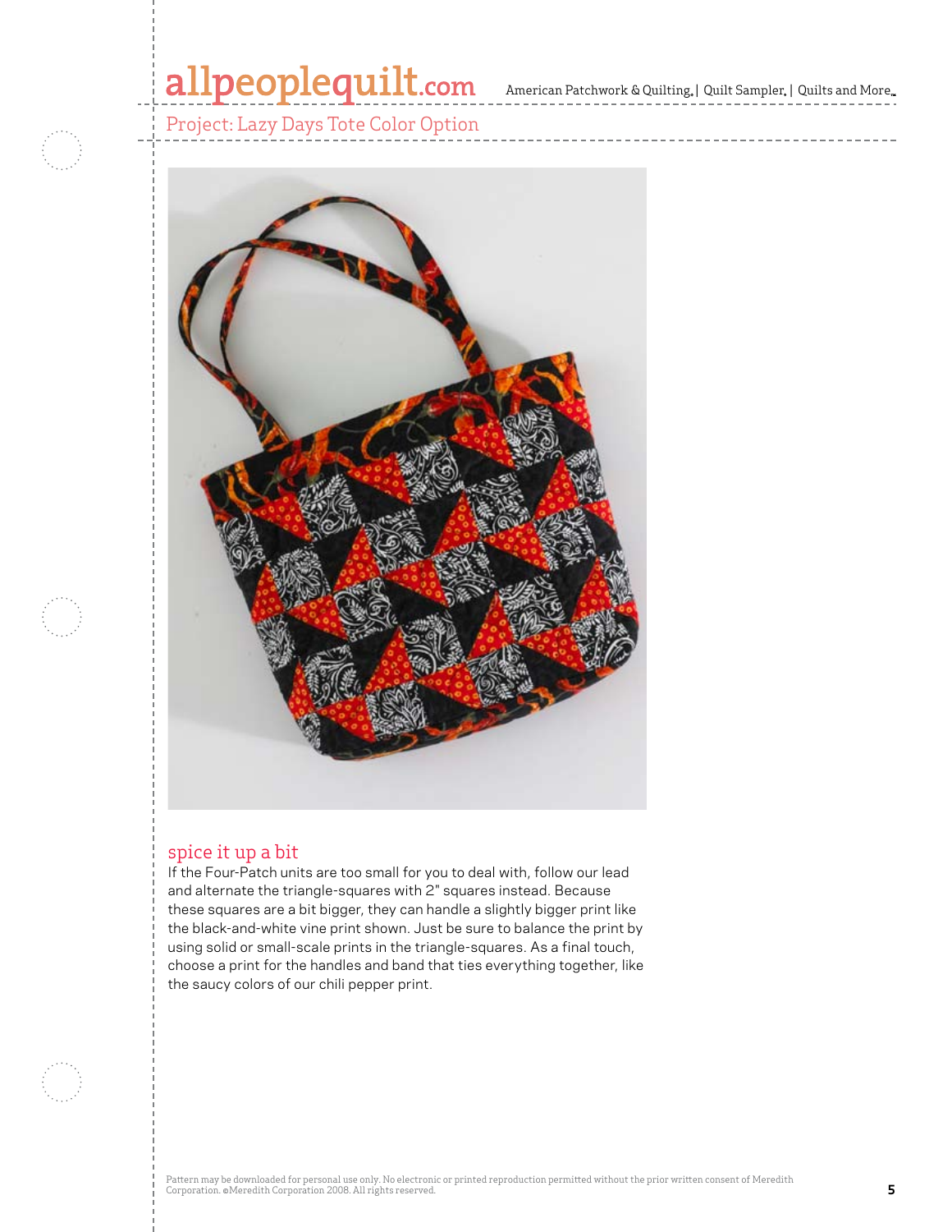Project: Lazy Days Tote Color Option

## spice it up a bit

If the Four-Patch units are too small for you to deal with, follow our lead and alternate the triangle-squares with 2" squares instead. Because these squares are a bit bigger, they can handle a slightly bigger print like the black-and-white vine print shown. Just be sure to balance the print by using solid or small-scale prints in the triangle-squares. As a final touch, choose a print for the handles and band that ties everything together, like the saucy colors of our chili pepper print.

Pattern may be downloaded for personal use only. No electronic or printed reproduction permitted without the prior written consent of Meredith Corporation. ©Meredith Corporation 2008. All rights reserved.